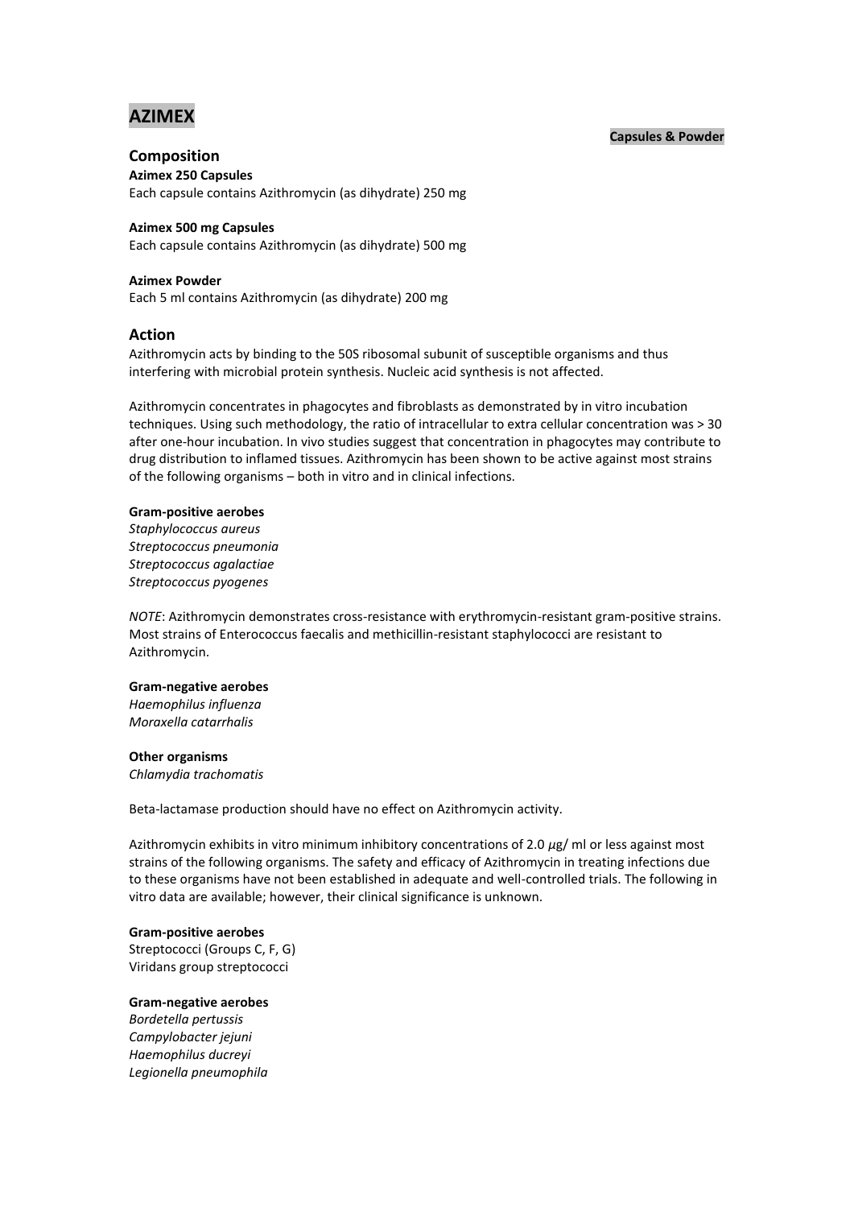# AZIMEX

**Capsules & Powder**

## Composition

**Azimex 250 Capsules**
Each capsule contains Azithromycin (as dihydrate) 250 mg

**Azimex 500 mg Capsules**
Each capsule contains Azithromycin (as dihydrate) 500 mg

**Azimex Powder**
Each 5 ml contains Azithromycin (as dihydrate) 200 mg

## Action

Azithromycin acts by binding to the 50S ribosomal subunit of susceptible organisms and thus interfering with microbial protein synthesis. Nucleic acid synthesis is not affected.

Azithromycin concentrates in phagocytes and fibroblasts as demonstrated by in vitro incubation techniques. Using such methodology, the ratio of intracellular to extra cellular concentration was > 30 after one-hour incubation. In vivo studies suggest that concentration in phagocytes may contribute to drug distribution to inflamed tissues. Azithromycin has been shown to be active against most strains of the following organisms – both in vitro and in clinical infections.

**Gram-positive aerobes**
*Staphylococcus aureus*
*Streptococcus pneumonia*
*Streptococcus agalactiae*
*Streptococcus pyogenes*

*NOTE*: Azithromycin demonstrates cross-resistance with erythromycin-resistant gram-positive strains. Most strains of Enterococcus faecalis and methicillin-resistant staphylococci are resistant to Azithromycin.

**Gram-negative aerobes**
*Haemophilus influenza*
*Moraxella catarrhalis*

**Other organisms**
*Chlamydia trachomatis*

Beta-lactamase production should have no effect on Azithromycin activity.

Azithromycin exhibits in vitro minimum inhibitory concentrations of 2.0 $\mu$g/ ml or less against most strains of the following organisms. The safety and efficacy of Azithromycin in treating infections due to these organisms have not been established in adequate and well-controlled trials. The following in vitro data are available; however, their clinical significance is unknown.

**Gram-positive aerobes**
Streptococci (Groups C, F, G)
Viridans group streptococci

**Gram-negative aerobes**
*Bordetella pertussis*
*Campylobacter jejuni*
*Haemophilus ducreyi*
*Legionella pneumophila*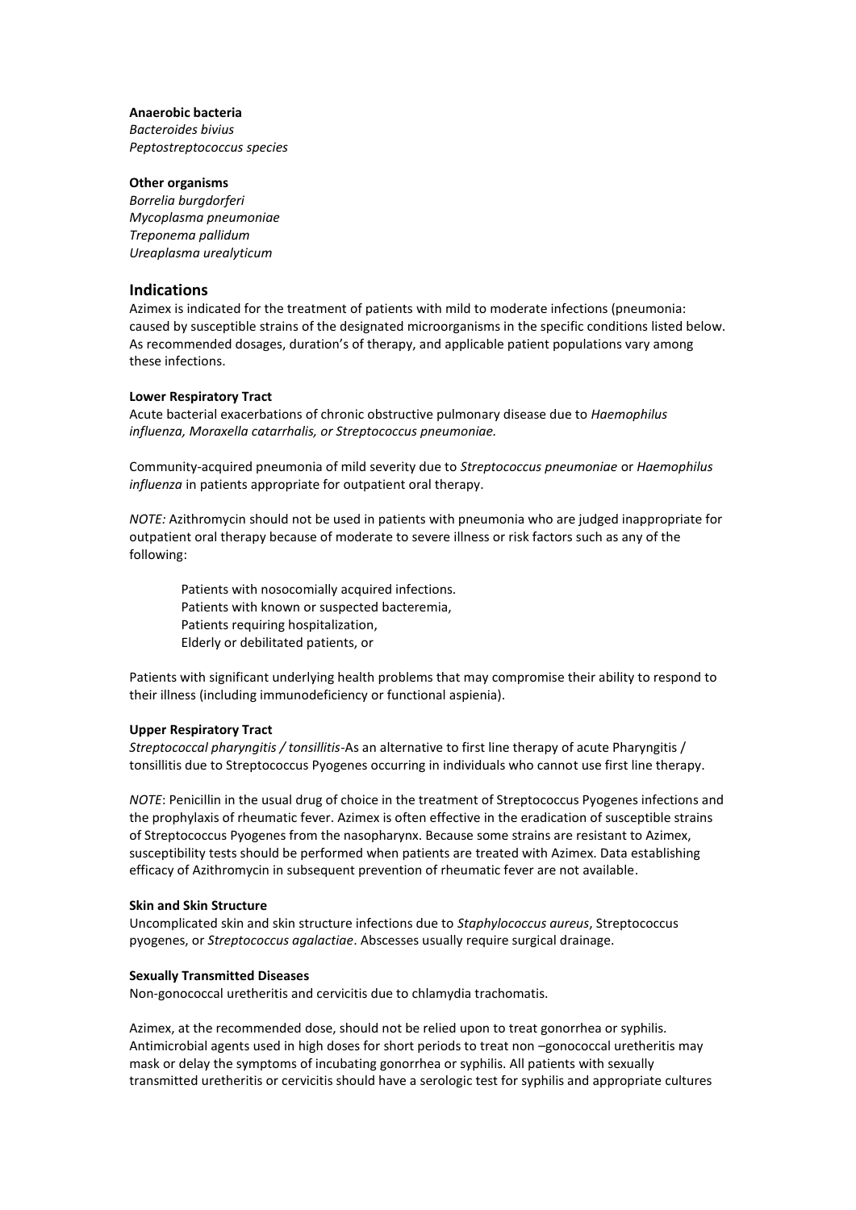**Anaerobic bacteria**
*Bacteroides bivius*
*Peptostreptococcus species*

**Other organisms**
*Borrelia burgdorferi*
*Mycoplasma pneumoniae*
*Treponema pallidum*
*Ureaplasma urealyticum*

## Indications

Azimex is indicated for the treatment of patients with mild to moderate infections (pneumonia: caused by susceptible strains of the designated microorganisms in the specific conditions listed below. As recommended dosages, duration's of therapy, and applicable patient populations vary among these infections.

**Lower Respiratory Tract**

Acute bacterial exacerbations of chronic obstructive pulmonary disease due to *Haemophilus influenza, Moraxella catarrhalis, or Streptococcus pneumoniae.*

Community-acquired pneumonia of mild severity due to *Streptococcus pneumoniae* or *Haemophilus influenza* in patients appropriate for outpatient oral therapy.

*NOTE:* Azithromycin should not be used in patients with pneumonia who are judged inappropriate for outpatient oral therapy because of moderate to severe illness or risk factors such as any of the following:

> Patients with nosocomially acquired infections.
> Patients with known or suspected bacteremia,
> Patients requiring hospitalization,
> Elderly or debilitated patients, or

Patients with significant underlying health problems that may compromise their ability to respond to their illness (including immunodeficiency or functional aspienia).

**Upper Respiratory Tract**

*Streptococcal pharyngitis / tonsillitis*-As an alternative to first line therapy of acute Pharyngitis / tonsillitis due to Streptococcus Pyogenes occurring in individuals who cannot use first line therapy.

*NOTE*: Penicillin in the usual drug of choice in the treatment of Streptococcus Pyogenes infections and the prophylaxis of rheumatic fever. Azimex is often effective in the eradication of susceptible strains of Streptococcus Pyogenes from the nasopharynx. Because some strains are resistant to Azimex, susceptibility tests should be performed when patients are treated with Azimex. Data establishing efficacy of Azithromycin in subsequent prevention of rheumatic fever are not available.

**Skin and Skin Structure**

Uncomplicated skin and skin structure infections due to *Staphylococcus aureus*, Streptococcus pyogenes, or *Streptococcus agalactiae*. Abscesses usually require surgical drainage.

**Sexually Transmitted Diseases**

Non-gonococcal uretheritis and cervicitis due to chlamydia trachomatis.

Azimex, at the recommended dose, should not be relied upon to treat gonorrhea or syphilis. Antimicrobial agents used in high doses for short periods to treat non –gonococcal uretheritis may mask or delay the symptoms of incubating gonorrhea or syphilis. All patients with sexually transmitted uretheritis or cervicitis should have a serologic test for syphilis and appropriate cultures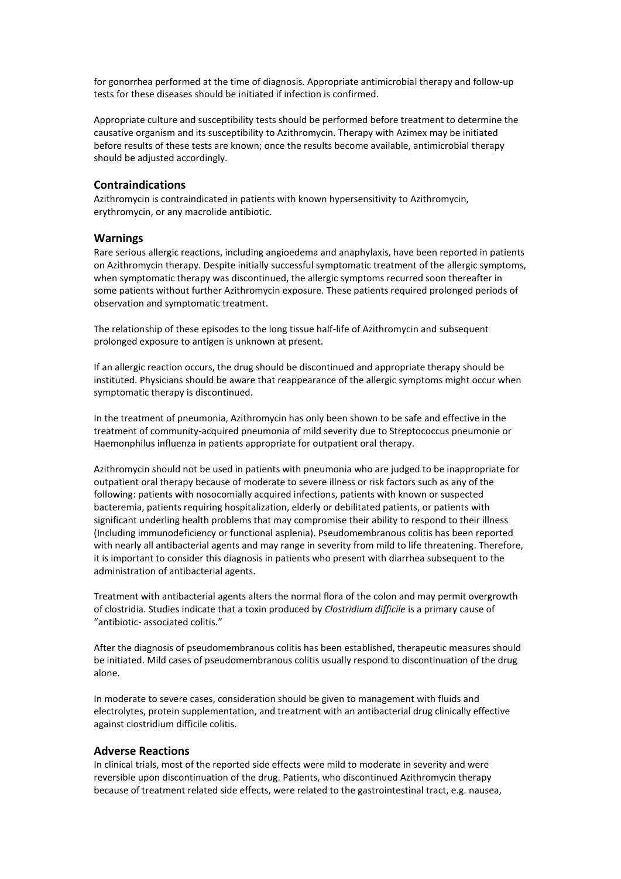for gonorrhea performed at the time of diagnosis. Appropriate antimicrobial therapy and follow-up tests for these diseases should be initiated if infection is confirmed.

Appropriate culture and susceptibility tests should be performed before treatment to determine the causative organism and its susceptibility to Azithromycin. Therapy with Azimex may be initiated before results of these tests are known; once the results become available, antimicrobial therapy should be adjusted accordingly.

## Contraindications

Azithromycin is contraindicated in patients with known hypersensitivity to Azithromycin, erythromycin, or any macrolide antibiotic.

## Warnings

Rare serious allergic reactions, including angioedema and anaphylaxis, have been reported in patients on Azithromycin therapy. Despite initially successful symptomatic treatment of the allergic symptoms, when symptomatic therapy was discontinued, the allergic symptoms recurred soon thereafter in some patients without further Azithromycin exposure. These patients required prolonged periods of observation and symptomatic treatment.

The relationship of these episodes to the long tissue half-life of Azithromycin and subsequent prolonged exposure to antigen is unknown at present.

If an allergic reaction occurs, the drug should be discontinued and appropriate therapy should be instituted. Physicians should be aware that reappearance of the allergic symptoms might occur when symptomatic therapy is discontinued.

In the treatment of pneumonia, Azithromycin has only been shown to be safe and effective in the treatment of community-acquired pneumonia of mild severity due to Streptococcus pneumonie or Haemonphilus influenza in patients appropriate for outpatient oral therapy.

Azithromycin should not be used in patients with pneumonia who are judged to be inappropriate for outpatient oral therapy because of moderate to severe illness or risk factors such as any of the following: patients with nosocomially acquired infections, patients with known or suspected bacteremia, patients requiring hospitalization, elderly or debilitated patients, or patients with significant underling health problems that may compromise their ability to respond to their illness (Including immunodeficiency or functional asplenia). Pseudomembranous colitis has been reported with nearly all antibacterial agents and may range in severity from mild to life threatening. Therefore, it is important to consider this diagnosis in patients who present with diarrhea subsequent to the administration of antibacterial agents.

Treatment with antibacterial agents alters the normal flora of the colon and may permit overgrowth of clostridia. Studies indicate that a toxin produced by *Clostridium difficile* is a primary cause of "antibiotic- associated colitis."

After the diagnosis of pseudomembranous colitis has been established, therapeutic measures should be initiated. Mild cases of pseudomembranous colitis usually respond to discontinuation of the drug alone.

In moderate to severe cases, consideration should be given to management with fluids and electrolytes, protein supplementation, and treatment with an antibacterial drug clinically effective against clostridium difficile colitis.

## Adverse Reactions

In clinical trials, most of the reported side effects were mild to moderate in severity and were reversible upon discontinuation of the drug. Patients, who discontinued Azithromycin therapy because of treatment related side effects, were related to the gastrointestinal tract, e.g. nausea,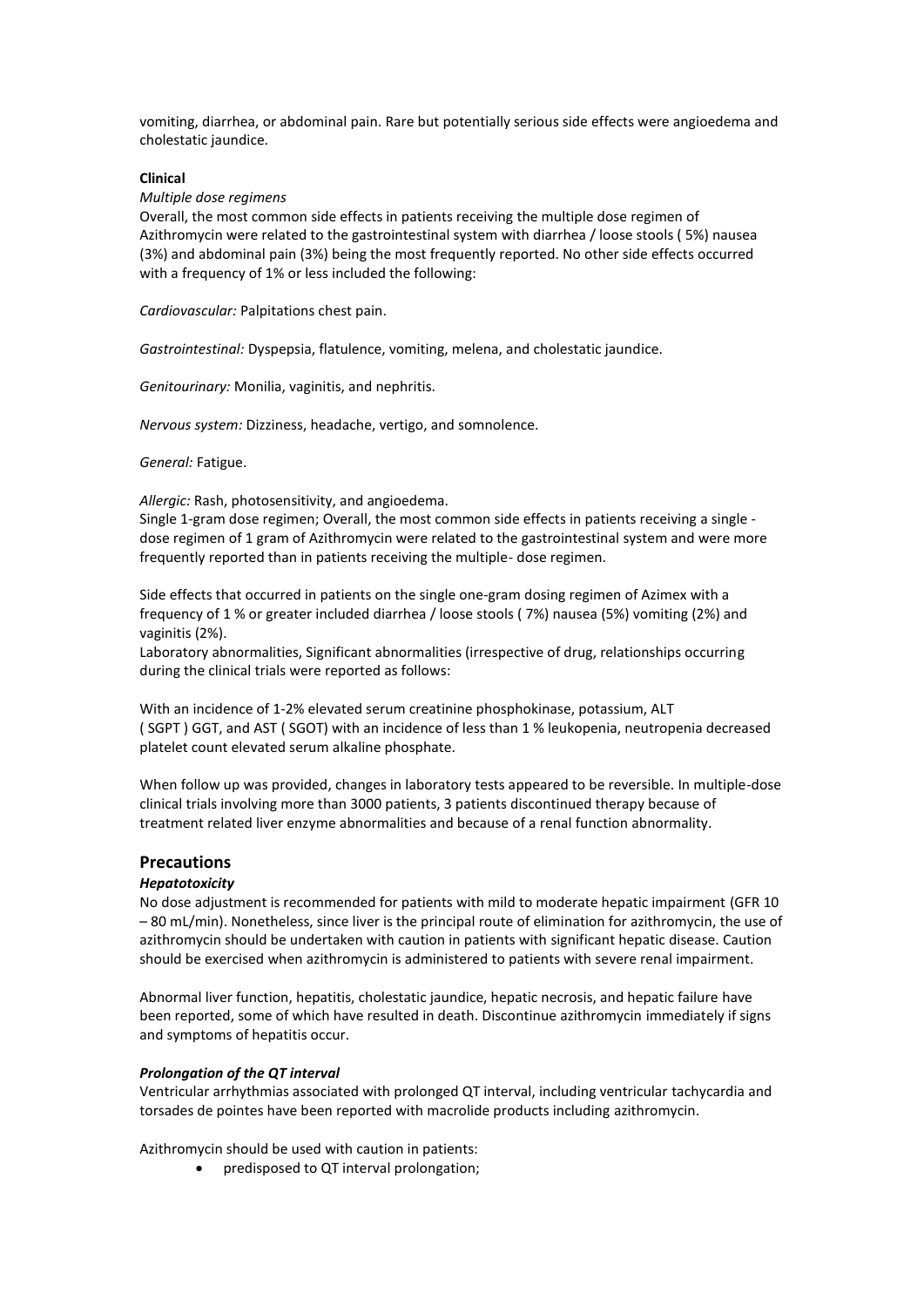vomiting, diarrhea, or abdominal pain. Rare but potentially serious side effects were angioedema and cholestatic jaundice.

**Clinical**

*Multiple dose regimens*

Overall, the most common side effects in patients receiving the multiple dose regimen of Azithromycin were related to the gastrointestinal system with diarrhea / loose stools ( 5%) nausea (3%) and abdominal pain (3%) being the most frequently reported. No other side effects occurred with a frequency of 1% or less included the following:

*Cardiovascular:* Palpitations chest pain.

*Gastrointestinal:* Dyspepsia, flatulence, vomiting, melena, and cholestatic jaundice.

*Genitourinary:* Monilia, vaginitis, and nephritis.

*Nervous system:* Dizziness, headache, vertigo, and somnolence.

*General:* Fatigue.

*Allergic:* Rash, photosensitivity, and angioedema.

Single 1-gram dose regimen; Overall, the most common side effects in patients receiving a single - dose regimen of 1 gram of Azithromycin were related to the gastrointestinal system and were more frequently reported than in patients receiving the multiple- dose regimen.

Side effects that occurred in patients on the single one-gram dosing regimen of Azimex with a frequency of 1 % or greater included diarrhea / loose stools ( 7%) nausea (5%) vomiting (2%) and vaginitis (2%).

Laboratory abnormalities, Significant abnormalities (irrespective of drug, relationships occurring during the clinical trials were reported as follows:

With an incidence of 1-2% elevated serum creatinine phosphokinase, potassium, ALT ( SGPT ) GGT, and AST ( SGOT) with an incidence of less than 1 % leukopenia, neutropenia decreased platelet count elevated serum alkaline phosphate.

When follow up was provided, changes in laboratory tests appeared to be reversible. In multiple-dose clinical trials involving more than 3000 patients, 3 patients discontinued therapy because of treatment related liver enzyme abnormalities and because of a renal function abnormality.

## Precautions

***Hepatotoxicity***

No dose adjustment is recommended for patients with mild to moderate hepatic impairment (GFR 10 – 80 mL/min). Nonetheless, since liver is the principal route of elimination for azithromycin, the use of azithromycin should be undertaken with caution in patients with significant hepatic disease. Caution should be exercised when azithromycin is administered to patients with severe renal impairment.

Abnormal liver function, hepatitis, cholestatic jaundice, hepatic necrosis, and hepatic failure have been reported, some of which have resulted in death. Discontinue azithromycin immediately if signs and symptoms of hepatitis occur.

***Prolongation of the QT interval***

Ventricular arrhythmias associated with prolonged QT interval, including ventricular tachycardia and torsades de pointes have been reported with macrolide products including azithromycin.

Azithromycin should be used with caution in patients:

- predisposed to QT interval prolongation;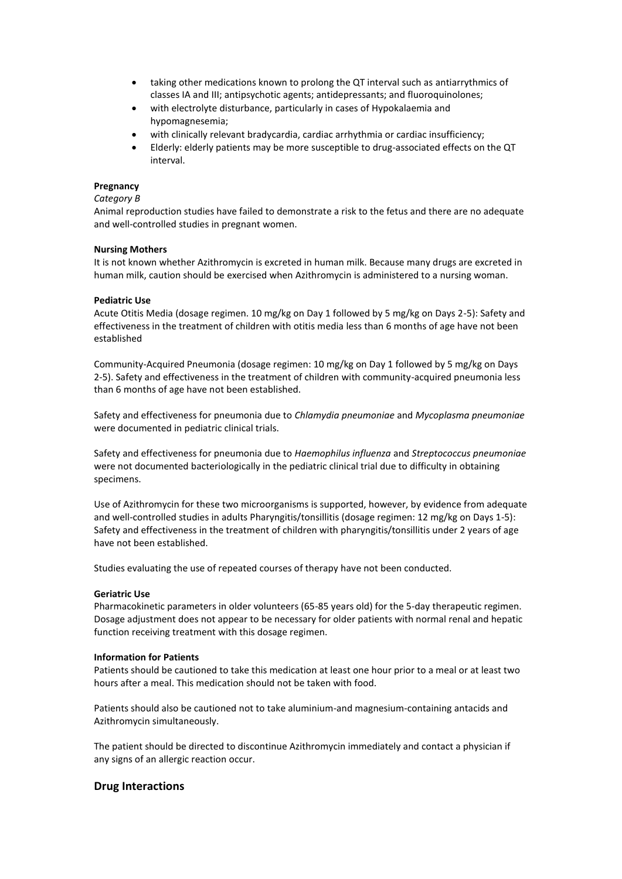- taking other medications known to prolong the QT interval such as antiarrythmics of classes IA and III; antipsychotic agents; antidepressants; and fluoroquinolones;
- with electrolyte disturbance, particularly in cases of Hypokalaemia and hypomagnesemia;
- with clinically relevant bradycardia, cardiac arrhythmia or cardiac insufficiency;
- Elderly: elderly patients may be more susceptible to drug-associated effects on the QT interval.

**Pregnancy**

*Category B*

Animal reproduction studies have failed to demonstrate a risk to the fetus and there are no adequate and well-controlled studies in pregnant women.

**Nursing Mothers**

It is not known whether Azithromycin is excreted in human milk. Because many drugs are excreted in human milk, caution should be exercised when Azithromycin is administered to a nursing woman.

**Pediatric Use**

Acute Otitis Media (dosage regimen. 10 mg/kg on Day 1 followed by 5 mg/kg on Days 2-5): Safety and effectiveness in the treatment of children with otitis media less than 6 months of age have not been established

Community-Acquired Pneumonia (dosage regimen: 10 mg/kg on Day 1 followed by 5 mg/kg on Days 2-5). Safety and effectiveness in the treatment of children with community-acquired pneumonia less than 6 months of age have not been established.

Safety and effectiveness for pneumonia due to *Chlamydia pneumoniae* and *Mycoplasma pneumoniae* were documented in pediatric clinical trials.

Safety and effectiveness for pneumonia due to *Haemophilus influenza* and *Streptococcus pneumoniae* were not documented bacteriologically in the pediatric clinical trial due to difficulty in obtaining specimens.

Use of Azithromycin for these two microorganisms is supported, however, by evidence from adequate and well-controlled studies in adults Pharyngitis/tonsillitis (dosage regimen: 12 mg/kg on Days 1-5): Safety and effectiveness in the treatment of children with pharyngitis/tonsillitis under 2 years of age have not been established.

Studies evaluating the use of repeated courses of therapy have not been conducted.

**Geriatric Use**

Pharmacokinetic parameters in older volunteers (65-85 years old) for the 5-day therapeutic regimen. Dosage adjustment does not appear to be necessary for older patients with normal renal and hepatic function receiving treatment with this dosage regimen.

**Information for Patients**

Patients should be cautioned to take this medication at least one hour prior to a meal or at least two hours after a meal. This medication should not be taken with food.

Patients should also be cautioned not to take aluminium-and magnesium-containing antacids and Azithromycin simultaneously.

The patient should be directed to discontinue Azithromycin immediately and contact a physician if any signs of an allergic reaction occur.

## Drug Interactions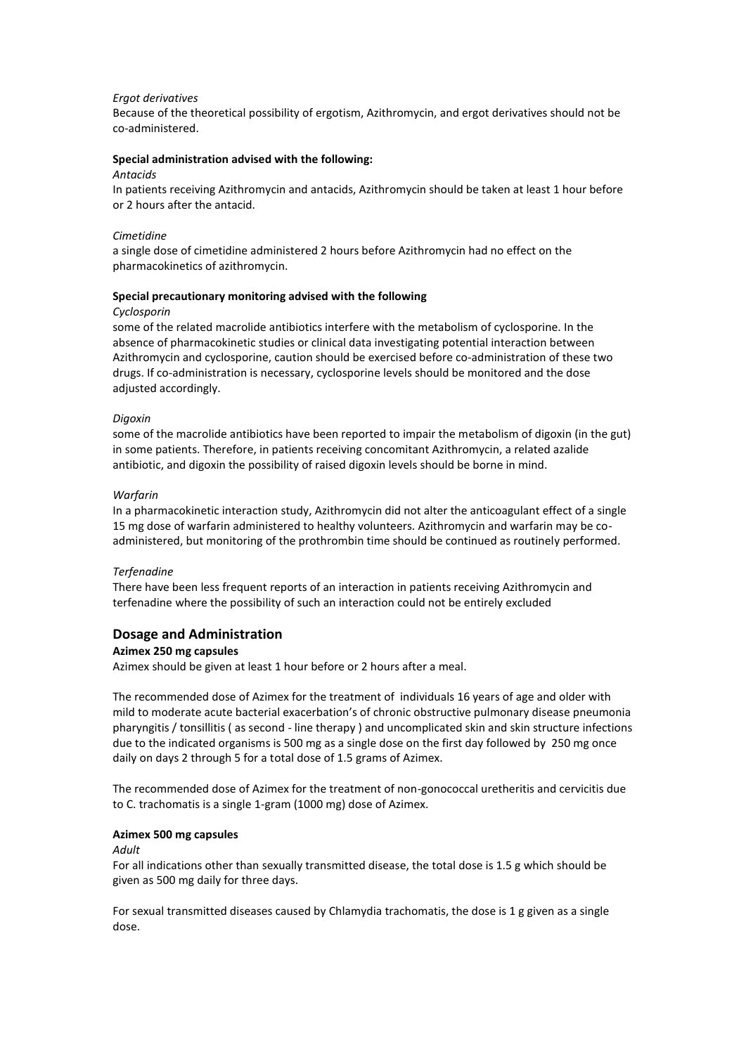*Ergot derivatives*

Because of the theoretical possibility of ergotism, Azithromycin, and ergot derivatives should not be co-administered.

**Special administration advised with the following:**

*Antacids*

In patients receiving Azithromycin and antacids, Azithromycin should be taken at least 1 hour before or 2 hours after the antacid.

*Cimetidine*

a single dose of cimetidine administered 2 hours before Azithromycin had no effect on the pharmacokinetics of azithromycin.

**Special precautionary monitoring advised with the following**

*Cyclosporin*

some of the related macrolide antibiotics interfere with the metabolism of cyclosporine. In the absence of pharmacokinetic studies or clinical data investigating potential interaction between Azithromycin and cyclosporine, caution should be exercised before co-administration of these two drugs. If co-administration is necessary, cyclosporine levels should be monitored and the dose adjusted accordingly.

*Digoxin*

some of the macrolide antibiotics have been reported to impair the metabolism of digoxin (in the gut) in some patients. Therefore, in patients receiving concomitant Azithromycin, a related azalide antibiotic, and digoxin the possibility of raised digoxin levels should be borne in mind.

*Warfarin*

In a pharmacokinetic interaction study, Azithromycin did not alter the anticoagulant effect of a single 15 mg dose of warfarin administered to healthy volunteers. Azithromycin and warfarin may be co-administered, but monitoring of the prothrombin time should be continued as routinely performed.

*Terfenadine*

There have been less frequent reports of an interaction in patients receiving Azithromycin and terfenadine where the possibility of such an interaction could not be entirely excluded

## Dosage and Administration

**Azimex 250 mg capsules**

Azimex should be given at least 1 hour before or 2 hours after a meal.

The recommended dose of Azimex for the treatment of individuals 16 years of age and older with mild to moderate acute bacterial exacerbation's of chronic obstructive pulmonary disease pneumonia pharyngitis / tonsillitis ( as second - line therapy ) and uncomplicated skin and skin structure infections due to the indicated organisms is 500 mg as a single dose on the first day followed by 250 mg once daily on days 2 through 5 for a total dose of 1.5 grams of Azimex.

The recommended dose of Azimex for the treatment of non-gonococcal uretheritis and cervicitis due to C. trachomatis is a single 1-gram (1000 mg) dose of Azimex.

**Azimex 500 mg capsules**

*Adult*

For all indications other than sexually transmitted disease, the total dose is 1.5 g which should be given as 500 mg daily for three days.

For sexual transmitted diseases caused by Chlamydia trachomatis, the dose is 1 g given as a single dose.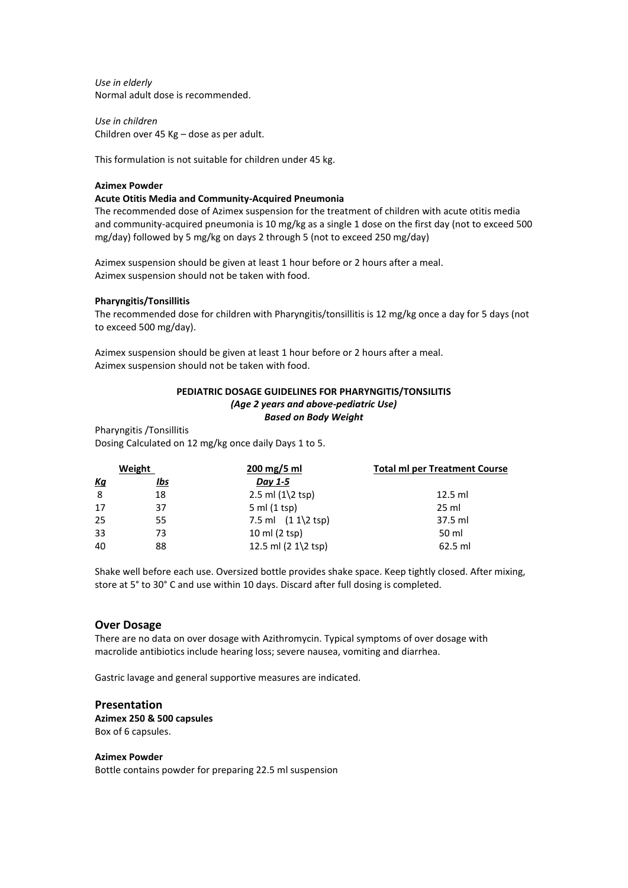*Use in elderly*
Normal adult dose is recommended.

*Use in children*
Children over 45 Kg – dose as per adult.

This formulation is not suitable for children under 45 kg.

**Azimex Powder**

**Acute Otitis Media and Community-Acquired Pneumonia**

The recommended dose of Azimex suspension for the treatment of children with acute otitis media and community-acquired pneumonia is 10 mg/kg as a single 1 dose on the first day (not to exceed 500 mg/day) followed by 5 mg/kg on days 2 through 5 (not to exceed 250 mg/day)

Azimex suspension should be given at least 1 hour before or 2 hours after a meal.
Azimex suspension should not be taken with food.

**Pharyngitis/Tonsillitis**

The recommended dose for children with Pharyngitis/tonsillitis is 12 mg/kg once a day for 5 days (not to exceed 500 mg/day).

Azimex suspension should be given at least 1 hour before or 2 hours after a meal.
Azimex suspension should not be taken with food.

**PEDIATRIC DOSAGE GUIDELINES FOR PHARYNGITIS/TONSILITIS**
***(Age 2 years and above-pediatric Use)***
***Based on Body Weight***

Pharyngitis /Tonsillitis
Dosing Calculated on 12 mg/kg once daily Days 1 to 5.

| Weight | | 200 mg/5 ml | Total ml per Treatment Course |
|---|---|---|---|
| *Kg* | *lbs* | *Day 1-5* | |
| 8 | 18 | 2.5 ml (1\2 tsp) | 12.5 ml |
| 17 | 37 | 5 ml (1 tsp) | 25 ml |
| 25 | 55 | 7.5 ml (1 1\2 tsp) | 37.5 ml |
| 33 | 73 | 10 ml (2 tsp) | 50 ml |
| 40 | 88 | 12.5 ml (2 1\2 tsp) | 62.5 ml |

Shake well before each use. Oversized bottle provides shake space. Keep tightly closed. After mixing, store at 5° to 30° C and use within 10 days. Discard after full dosing is completed.

## Over Dosage

There are no data on over dosage with Azithromycin. Typical symptoms of over dosage with macrolide antibiotics include hearing loss; severe nausea, vomiting and diarrhea.

Gastric lavage and general supportive measures are indicated.

## Presentation

**Azimex 250 & 500 capsules**
Box of 6 capsules.

**Azimex Powder**
Bottle contains powder for preparing 22.5 ml suspension